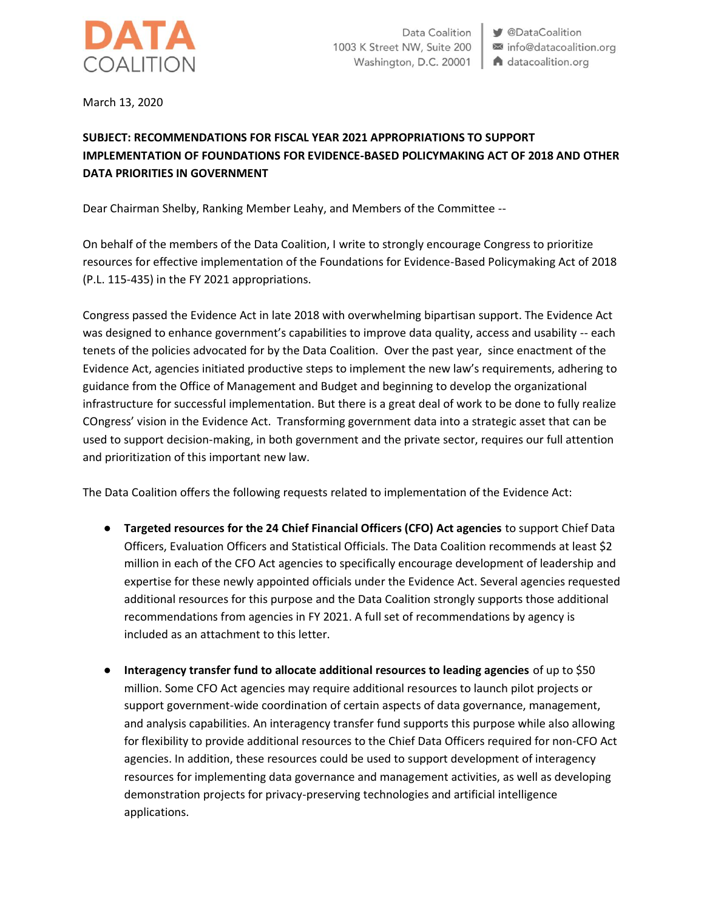**DATA COALITION**

Data Coalition
1003 K Street NW, Suite 200
Washington, D.C. 20001

@DataCoalition
info@datacoalition.org
datacoalition.org

March 13, 2020

**SUBJECT: RECOMMENDATIONS FOR FISCAL YEAR 2021 APPROPRIATIONS TO SUPPORT IMPLEMENTATION OF FOUNDATIONS FOR EVIDENCE-BASED POLICYMAKING ACT OF 2018 AND OTHER DATA PRIORITIES IN GOVERNMENT**

Dear Chairman Shelby, Ranking Member Leahy, and Members of the Committee --

On behalf of the members of the Data Coalition, I write to strongly encourage Congress to prioritize resources for effective implementation of the Foundations for Evidence-Based Policymaking Act of 2018 (P.L. 115-435) in the FY 2021 appropriations.

Congress passed the Evidence Act in late 2018 with overwhelming bipartisan support. The Evidence Act was designed to enhance government's capabilities to improve data quality, access and usability -- each tenets of the policies advocated for by the Data Coalition. Over the past year, since enactment of the Evidence Act, agencies initiated productive steps to implement the new law's requirements, adhering to guidance from the Office of Management and Budget and beginning to develop the organizational infrastructure for successful implementation. But there is a great deal of work to be done to fully realize COngress' vision in the Evidence Act. Transforming government data into a strategic asset that can be used to support decision-making, in both government and the private sector, requires our full attention and prioritization of this important new law.

The Data Coalition offers the following requests related to implementation of the Evidence Act:

- **Targeted resources for the 24 Chief Financial Officers (CFO) Act agencies** to support Chief Data Officers, Evaluation Officers and Statistical Officials. The Data Coalition recommends at least $2 million in each of the CFO Act agencies to specifically encourage development of leadership and expertise for these newly appointed officials under the Evidence Act. Several agencies requested additional resources for this purpose and the Data Coalition strongly supports those additional recommendations from agencies in FY 2021. A full set of recommendations by agency is included as an attachment to this letter.

- **Interagency transfer fund to allocate additional resources to leading agencies** of up to $50 million. Some CFO Act agencies may require additional resources to launch pilot projects or support government-wide coordination of certain aspects of data governance, management, and analysis capabilities. An interagency transfer fund supports this purpose while also allowing for flexibility to provide additional resources to the Chief Data Officers required for non-CFO Act agencies. In addition, these resources could be used to support development of interagency resources for implementing data governance and management activities, as well as developing demonstration projects for privacy-preserving technologies and artificial intelligence applications.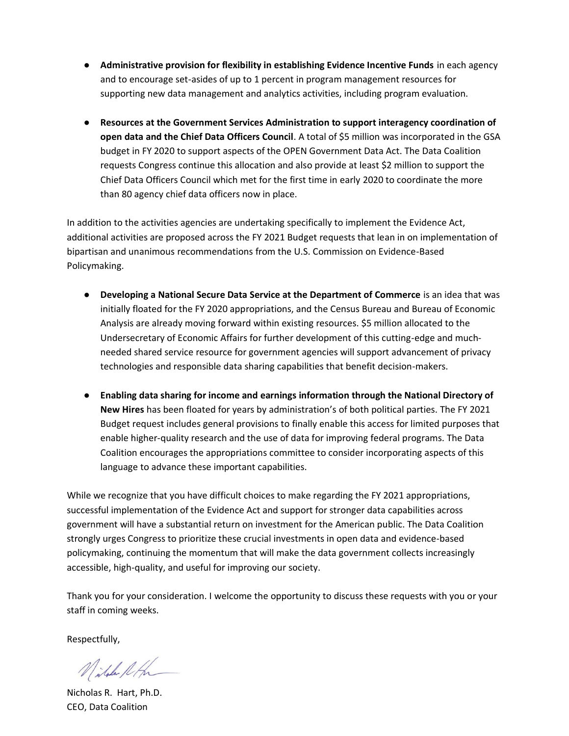- **Administrative provision for flexibility in establishing Evidence Incentive Funds** in each agency and to encourage set-asides of up to 1 percent in program management resources for supporting new data management and analytics activities, including program evaluation.

- **Resources at the Government Services Administration to support interagency coordination of open data and the Chief Data Officers Council**. A total of $5 million was incorporated in the GSA budget in FY 2020 to support aspects of the OPEN Government Data Act. The Data Coalition requests Congress continue this allocation and also provide at least $2 million to support the Chief Data Officers Council which met for the first time in early 2020 to coordinate the more than 80 agency chief data officers now in place.

In addition to the activities agencies are undertaking specifically to implement the Evidence Act, additional activities are proposed across the FY 2021 Budget requests that lean in on implementation of bipartisan and unanimous recommendations from the U.S. Commission on Evidence-Based Policymaking.

- **Developing a National Secure Data Service at the Department of Commerce** is an idea that was initially floated for the FY 2020 appropriations, and the Census Bureau and Bureau of Economic Analysis are already moving forward within existing resources. $5 million allocated to the Undersecretary of Economic Affairs for further development of this cutting-edge and much-needed shared service resource for government agencies will support advancement of privacy technologies and responsible data sharing capabilities that benefit decision-makers.

- **Enabling data sharing for income and earnings information through the National Directory of New Hires** has been floated for years by administration's of both political parties. The FY 2021 Budget request includes general provisions to finally enable this access for limited purposes that enable higher-quality research and the use of data for improving federal programs. The Data Coalition encourages the appropriations committee to consider incorporating aspects of this language to advance these important capabilities.

While we recognize that you have difficult choices to make regarding the FY 2021 appropriations, successful implementation of the Evidence Act and support for stronger data capabilities across government will have a substantial return on investment for the American public. The Data Coalition strongly urges Congress to prioritize these crucial investments in open data and evidence-based policymaking, continuing the momentum that will make the data government collects increasingly accessible, high-quality, and useful for improving our society.

Thank you for your consideration. I welcome the opportunity to discuss these requests with you or your staff in coming weeks.

Respectfully,

Nicholas R. Hart, Ph.D.
CEO, Data Coalition